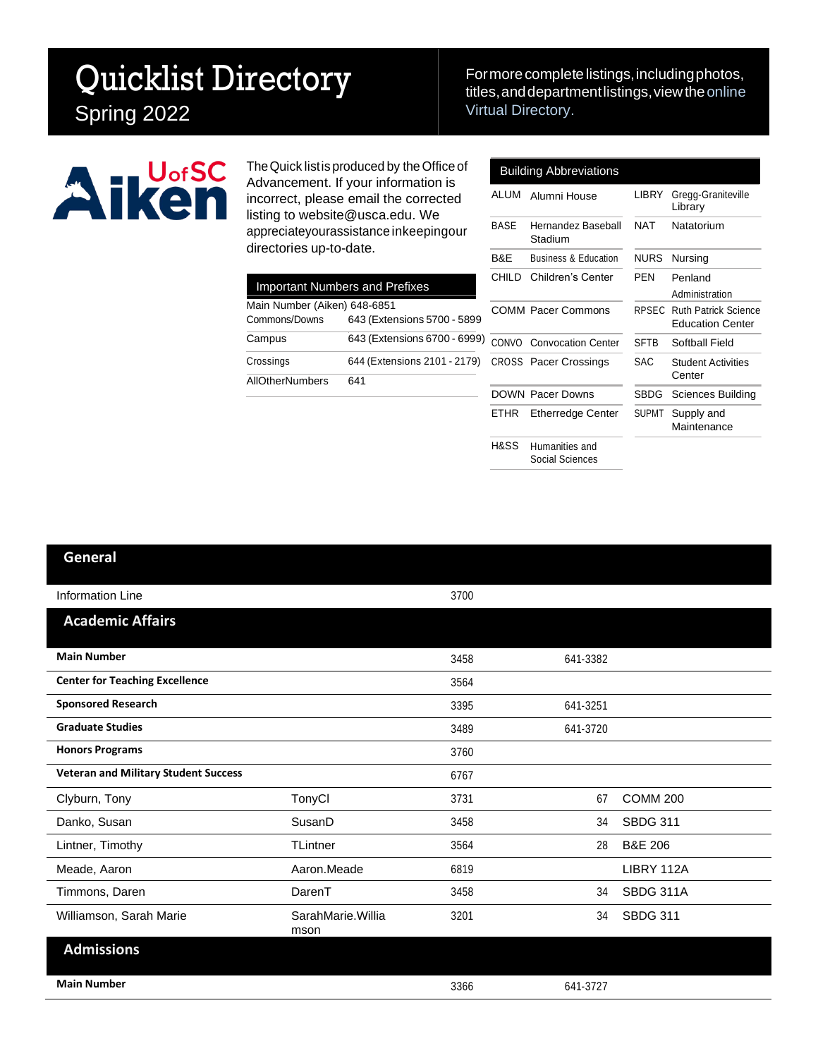# Quicklist Directory

Spring 2022

For more complete listings, including photos, titles, and department listings, view the online Virtual Directory.

UofSC Aiken

The Quick list is produced by the Office of Advancement. If your information is incorrect, please email the corrected listing to website@usca.edu. We appreciate your assistance in keeping our directories up-to-date.

## Important Numbers and Prefixes

| | |
|---|---|
| Main Number (Aiken) 648-6851 | |
| Commons/Downs | 643 (Extensions 5700 - 5899 |
| Campus | 643 (Extensions 6700 - 6999) |
| Crossings | 644 (Extensions 2101 - 2179) |
| AllOtherNumbers | 641 |

## Building Abbreviations

| | | | |
|---|---|---|---|
| ALUM | Alumni House | LIBRY | Gregg-Graniteville Library |
| BASE | Hernandez Baseball Stadium | NAT | Natatorium |
| B&E | Business & Education | NURS | Nursing |
| CHILD | Children's Center | PEN | Penland Administration |
| COMM | Pacer Commons | RPSEC | Ruth Patrick Science Education Center |
| CONVO | Convocation Center | SFTB | Softball Field |
| CROSS | Pacer Crossings | SAC | Student Activities Center |
| DOWN | Pacer Downs | SBDG | Sciences Building |
| ETHR | Etherredge Center | SUPMT | Supply and Maintenance |
| H&SS | Humanities and Social Sciences | | |

## General

| | | | | |
|---|---|---|---|---|
| Information Line | | 3700 | | |

## Academic Affairs

| | | | | |
|---|---|---|---|---|
| **Main Number** | | 3458 | 641-3382 | |
| **Center for Teaching Excellence** | | 3564 | | |
| **Sponsored Research** | | 3395 | 641-3251 | |
| **Graduate Studies** | | 3489 | 641-3720 | |
| **Honors Programs** | | 3760 | | |
| **Veteran and Military Student Success** | | 6767 | | |
| Clyburn, Tony | TonyCl | 3731 | 67 | COMM 200 |
| Danko, Susan | SusanD | 3458 | 34 | SBDG 311 |
| Lintner, Timothy | TLintner | 3564 | 28 | B&E 206 |
| Meade, Aaron | Aaron.Meade | 6819 | | LIBRY 112A |
| Timmons, Daren | DarenT | 3458 | 34 | SBDG 311A |
| Williamson, Sarah Marie | SarahMarie.Williamson | 3201 | 34 | SBDG 311 |

## Admissions

| | | | | |
|---|---|---|---|---|
| **Main Number** | | 3366 | 641-3727 | |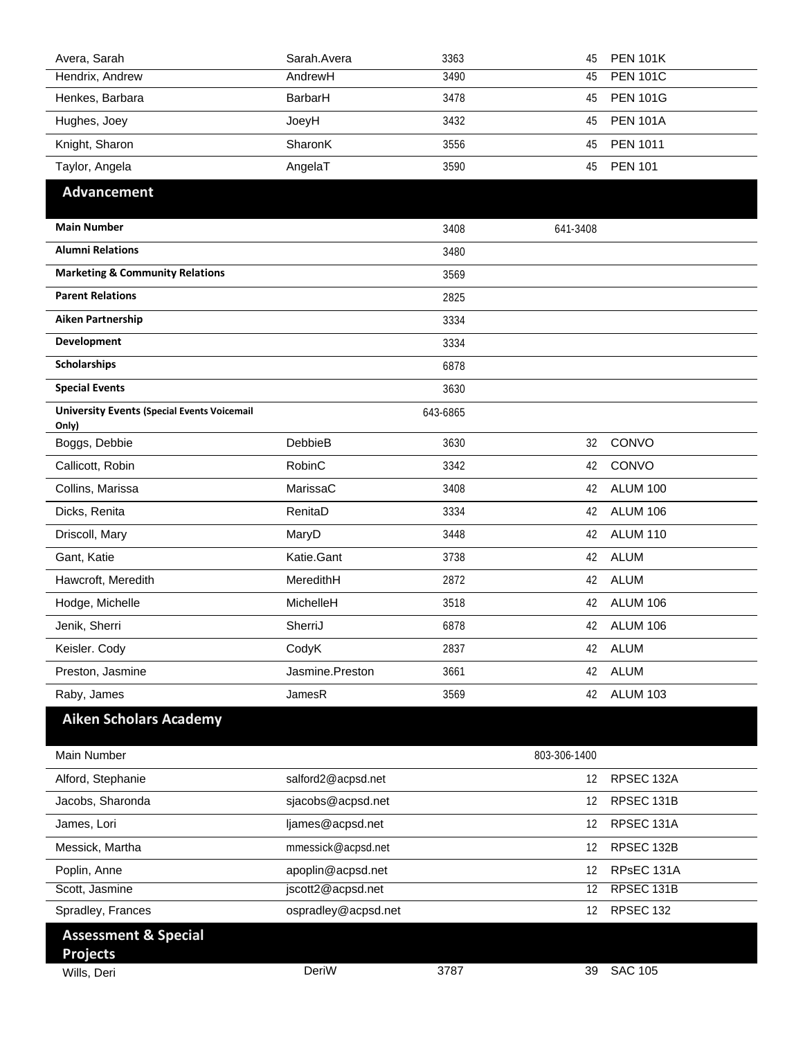| | | | | |
|---|---|---|---|---|
| Avera, Sarah | Sarah.Avera | 3363 | 45 | PEN 101K |
| Hendrix, Andrew | AndrewH | 3490 | 45 | PEN 101C |
| Henkes, Barbara | BarbarH | 3478 | 45 | PEN 101G |
| Hughes, Joey | JoeyH | 3432 | 45 | PEN 101A |
| Knight, Sharon | SharonK | 3556 | 45 | PEN 1011 |
| Taylor, Angela | AngelaT | 3590 | 45 | PEN 101 |

## Advancement

| | | | | |
|---|---|---|---|---|
| **Main Number** | | 3408 | 641-3408 | |
| **Alumni Relations** | | 3480 | | |
| **Marketing & Community Relations** | | 3569 | | |
| **Parent Relations** | | 2825 | | |
| **Aiken Partnership** | | 3334 | | |
| **Development** | | 3334 | | |
| **Scholarships** | | 6878 | | |
| **Special Events** | | 3630 | | |
| **University Events (Special Events Voicemail Only)** | | 643-6865 | | |
| Boggs, Debbie | DebbieB | 3630 | 32 | CONVO |
| Callicott, Robin | RobinC | 3342 | 42 | CONVO |
| Collins, Marissa | MarissaC | 3408 | 42 | ALUM 100 |
| Dicks, Renita | RenitaD | 3334 | 42 | ALUM 106 |
| Driscoll, Mary | MaryD | 3448 | 42 | ALUM 110 |
| Gant, Katie | Katie.Gant | 3738 | 42 | ALUM |
| Hawcroft, Meredith | MeredithH | 2872 | 42 | ALUM |
| Hodge, Michelle | MichelleH | 3518 | 42 | ALUM 106 |
| Jenik, Sherri | SherriJ | 6878 | 42 | ALUM 106 |
| Keisler. Cody | CodyK | 2837 | 42 | ALUM |
| Preston, Jasmine | Jasmine.Preston | 3661 | 42 | ALUM |
| Raby, James | JamesR | 3569 | 42 | ALUM 103 |

## Aiken Scholars Academy

| | | | | |
|---|---|---|---|---|
| Main Number | | | 803-306-1400 | |
| Alford, Stephanie | salford2@acpsd.net | | 12 | RPSEC 132A |
| Jacobs, Sharonda | sjacobs@acpsd.net | | 12 | RPSEC 131B |
| James, Lori | ljames@acpsd.net | | 12 | RPSEC 131A |
| Messick, Martha | mmessick@acpsd.net | | 12 | RPSEC 132B |
| Poplin, Anne | apoplin@acpsd.net | | 12 | RPsEC 131A |
| Scott, Jasmine | jscott2@acpsd.net | | 12 | RPSEC 131B |
| Spradley, Frances | ospradley@acpsd.net | | 12 | RPSEC 132 |

## Assessment & Special Projects

| | | | | |
|---|---|---|---|---|
| Wills, Deri | DeriW | 3787 | 39 | SAC 105 |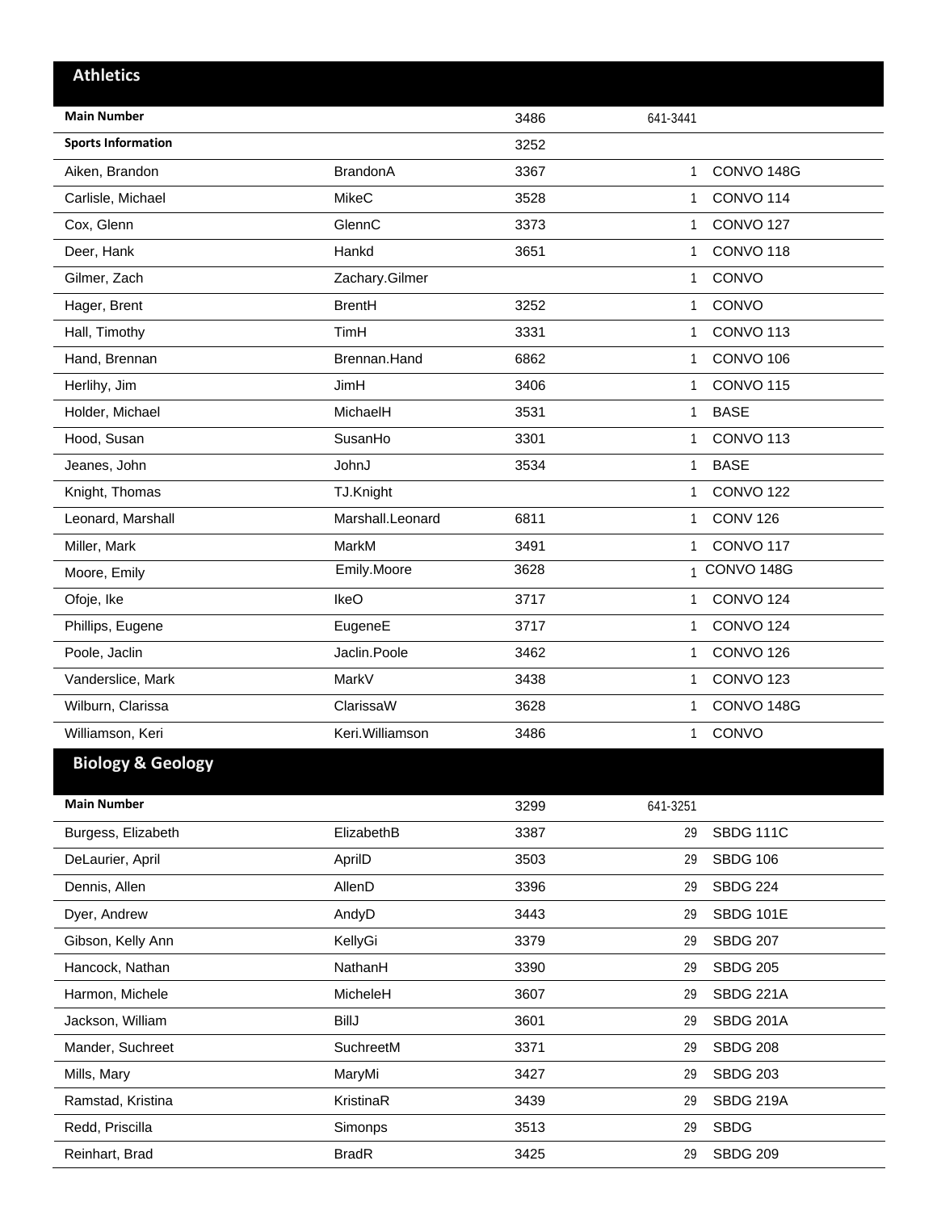## Athletics

| | | | | |
|---|---|---|---|---|
| **Main Number** | | 3486 | 641-3441 | |
| **Sports Information** | | 3252 | | |
| Aiken, Brandon | BrandonA | 3367 | 1 | CONVO 148G |
| Carlisle, Michael | MikeC | 3528 | 1 | CONVO 114 |
| Cox, Glenn | GlennC | 3373 | 1 | CONVO 127 |
| Deer, Hank | Hankd | 3651 | 1 | CONVO 118 |
| Gilmer, Zach | Zachary.Gilmer | | 1 | CONVO |
| Hager, Brent | BrentH | 3252 | 1 | CONVO |
| Hall, Timothy | TimH | 3331 | 1 | CONVO 113 |
| Hand, Brennan | Brennan.Hand | 6862 | 1 | CONVO 106 |
| Herlihy, Jim | JimH | 3406 | 1 | CONVO 115 |
| Holder, Michael | MichaelH | 3531 | 1 | BASE |
| Hood, Susan | SusanHo | 3301 | 1 | CONVO 113 |
| Jeanes, John | JohnJ | 3534 | 1 | BASE |
| Knight, Thomas | TJ.Knight | | 1 | CONVO 122 |
| Leonard, Marshall | Marshall.Leonard | 6811 | 1 | CONV 126 |
| Miller, Mark | MarkM | 3491 | 1 | CONVO 117 |
| Moore, Emily | Emily.Moore | 3628 | 1 | CONVO 148G |
| Ofoje, Ike | IkeO | 3717 | 1 | CONVO 124 |
| Phillips, Eugene | EugeneE | 3717 | 1 | CONVO 124 |
| Poole, Jaclin | Jaclin.Poole | 3462 | 1 | CONVO 126 |
| Vanderslice, Mark | MarkV | 3438 | 1 | CONVO 123 |
| Wilburn, Clarissa | ClarissaW | 3628 | 1 | CONVO 148G |
| Williamson, Keri | Keri.Williamson | 3486 | 1 | CONVO |

## Biology & Geology

| | | | | |
|---|---|---|---|---|
| **Main Number** | | 3299 | 641-3251 | |
| Burgess, Elizabeth | ElizabethB | 3387 | 29 | SBDG 111C |
| DeLaurier, April | AprilD | 3503 | 29 | SBDG 106 |
| Dennis, Allen | AllenD | 3396 | 29 | SBDG 224 |
| Dyer, Andrew | AndyD | 3443 | 29 | SBDG 101E |
| Gibson, Kelly Ann | KellyGi | 3379 | 29 | SBDG 207 |
| Hancock, Nathan | NathanH | 3390 | 29 | SBDG 205 |
| Harmon, Michele | MicheleH | 3607 | 29 | SBDG 221A |
| Jackson, William | BillJ | 3601 | 29 | SBDG 201A |
| Mander, Suchreet | SuchreetM | 3371 | 29 | SBDG 208 |
| Mills, Mary | MaryMi | 3427 | 29 | SBDG 203 |
| Ramstad, Kristina | KristinaR | 3439 | 29 | SBDG 219A |
| Redd, Priscilla | Simonps | 3513 | 29 | SBDG |
| Reinhart, Brad | BradR | 3425 | 29 | SBDG 209 |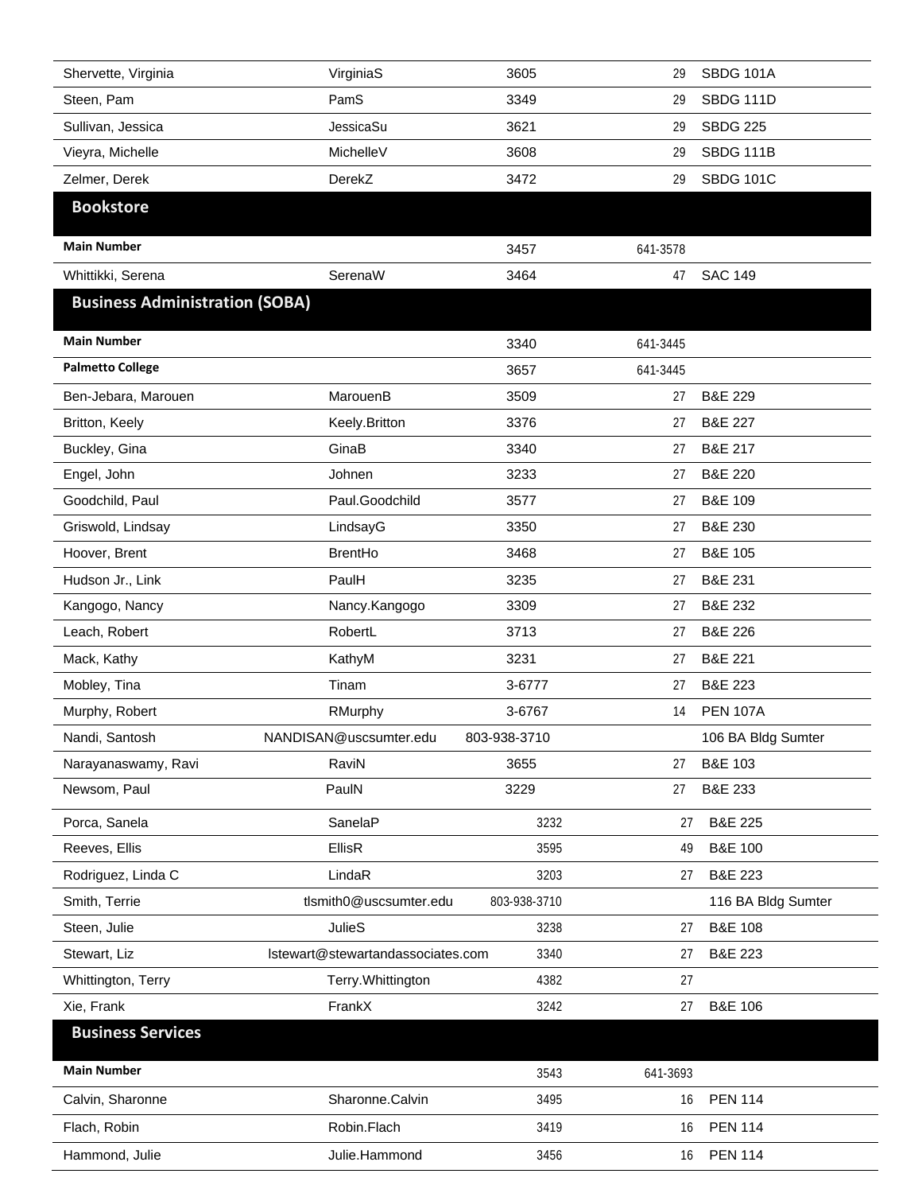| | | | | |
|---|---|---|---|---|
| Shervette, Virginia | VirginiaS | 3605 | 29 | SBDG 101A |
| Steen, Pam | PamS | 3349 | 29 | SBDG 111D |
| Sullivan, Jessica | JessicaSu | 3621 | 29 | SBDG 225 |
| Vieyra, Michelle | MichelleV | 3608 | 29 | SBDG 111B |
| Zelmer, Derek | DerekZ | 3472 | 29 | SBDG 101C |

## Bookstore

| | | | | |
|---|---|---|---|---|
| **Main Number** | | 3457 | 641-3578 | |
| Whittikki, Serena | SerenaW | 3464 | 47 | SAC 149 |

## Business Administration (SOBA)

| | | | | |
|---|---|---|---|---|
| **Main Number** | | 3340 | 641-3445 | |
| **Palmetto College** | | 3657 | 641-3445 | |
| Ben-Jebara, Marouen | MarouenB | 3509 | 27 | B&E 229 |
| Britton, Keely | Keely.Britton | 3376 | 27 | B&E 227 |
| Buckley, Gina | GinaB | 3340 | 27 | B&E 217 |
| Engel, John | Johnen | 3233 | 27 | B&E 220 |
| Goodchild, Paul | Paul.Goodchild | 3577 | 27 | B&E 109 |
| Griswold, Lindsay | LindsayG | 3350 | 27 | B&E 230 |
| Hoover, Brent | BrentHo | 3468 | 27 | B&E 105 |
| Hudson Jr., Link | PaulH | 3235 | 27 | B&E 231 |
| Kangogo, Nancy | Nancy.Kangogo | 3309 | 27 | B&E 232 |
| Leach, Robert | RobertL | 3713 | 27 | B&E 226 |
| Mack, Kathy | KathyM | 3231 | 27 | B&E 221 |
| Mobley, Tina | Tinam | 3-6777 | 27 | B&E 223 |
| Murphy, Robert | RMurphy | 3-6767 | 14 | PEN 107A |
| Nandi, Santosh | NANDISAN@uscsumter.edu | 803-938-3710 | | 106 BA Bldg Sumter |
| Narayanaswamy, Ravi | RaviN | 3655 | 27 | B&E 103 |
| Newsom, Paul | PaulN | 3229 | 27 | B&E 233 |
| Porca, Sanela | SanelaP | 3232 | 27 | B&E 225 |
| Reeves, Ellis | EllisR | 3595 | 49 | B&E 100 |
| Rodriguez, Linda C | LindaR | 3203 | 27 | B&E 223 |
| Smith, Terrie | tlsmith0@uscsumter.edu | 803-938-3710 | | 116 BA Bldg Sumter |
| Steen, Julie | JulieS | 3238 | 27 | B&E 108 |
| Stewart, Liz | lstewart@stewartandassociates.com | 3340 | 27 | B&E 223 |
| Whittington, Terry | Terry.Whittington | 4382 | 27 | |
| Xie, Frank | FrankX | 3242 | 27 | B&E 106 |

## Business Services

| | | | | |
|---|---|---|---|---|
| **Main Number** | | 3543 | 641-3693 | |
| Calvin, Sharonne | Sharonne.Calvin | 3495 | 16 | PEN 114 |
| Flach, Robin | Robin.Flach | 3419 | 16 | PEN 114 |
| Hammond, Julie | Julie.Hammond | 3456 | 16 | PEN 114 |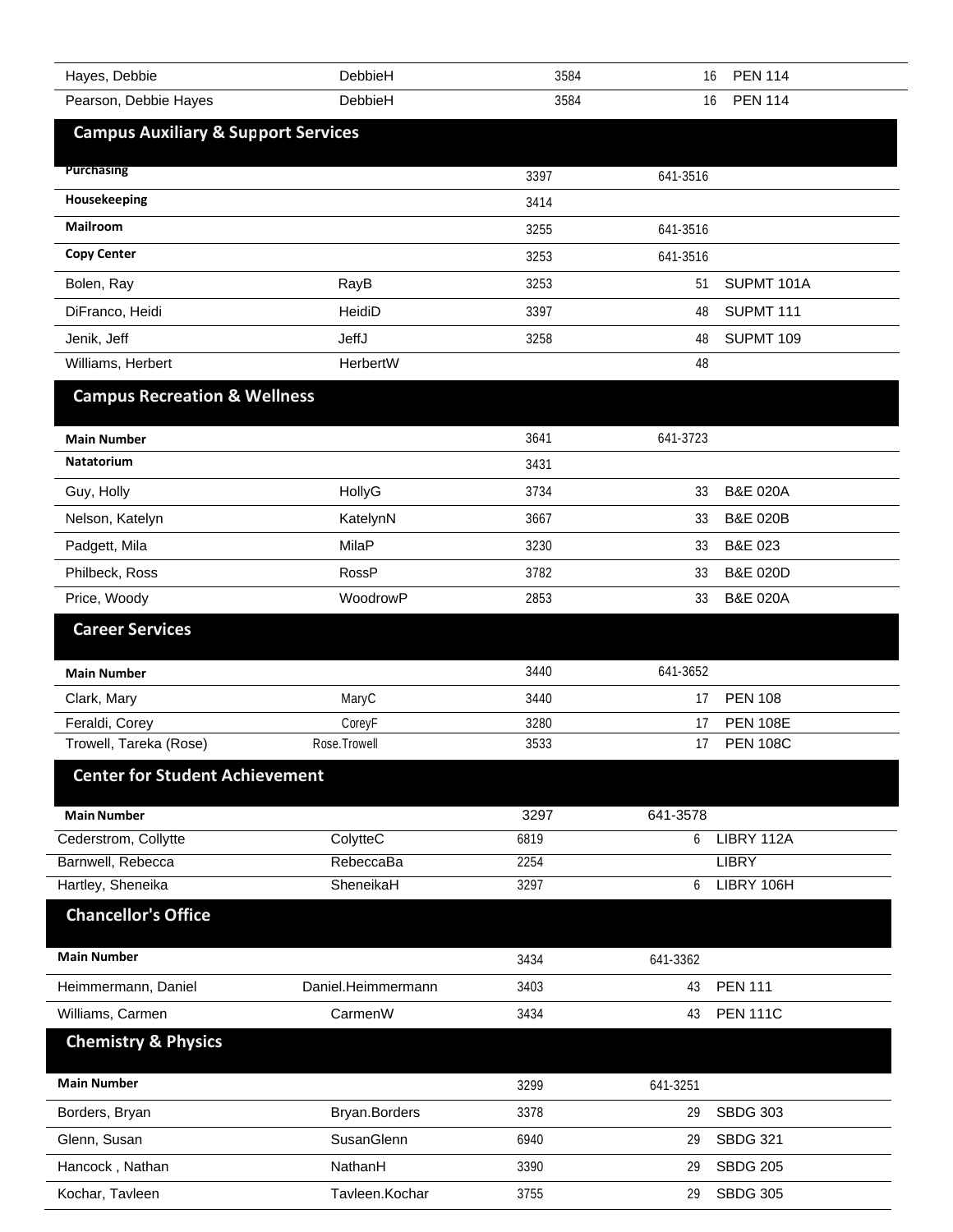| | | | | |
|---|---|---|---|---|
| Hayes, Debbie | DebbieH | 3584 | 16 | PEN 114 |
| Pearson, Debbie Hayes | DebbieH | 3584 | 16 | PEN 114 |

## Campus Auxiliary & Support Services

| | | | | |
|---|---|---|---|---|
| **Purchasing** | | 3397 | 641-3516 | |
| **Housekeeping** | | 3414 | | |
| **Mailroom** | | 3255 | 641-3516 | |
| **Copy Center** | | 3253 | 641-3516 | |
| Bolen, Ray | RayB | 3253 | 51 | SUPMT 101A |
| DiFranco, Heidi | HeidiD | 3397 | 48 | SUPMT 111 |
| Jenik, Jeff | JeffJ | 3258 | 48 | SUPMT 109 |
| Williams, Herbert | HerbertW | | 48 | |

## Campus Recreation & Wellness

| | | | | |
|---|---|---|---|---|
| **Main Number** | | 3641 | 641-3723 | |
| **Natatorium** | | 3431 | | |
| Guy, Holly | HollyG | 3734 | 33 | B&E 020A |
| Nelson, Katelyn | KatelynN | 3667 | 33 | B&E 020B |
| Padgett, Mila | MilaP | 3230 | 33 | B&E 023 |
| Philbeck, Ross | RossP | 3782 | 33 | B&E 020D |
| Price, Woody | WoodrowP | 2853 | 33 | B&E 020A |

## Career Services

| | | | | |
|---|---|---|---|---|
| **Main Number** | | 3440 | 641-3652 | |
| Clark, Mary | MaryC | 3440 | 17 | PEN 108 |
| Feraldi, Corey | CoreyF | 3280 | 17 | PEN 108E |
| Trowell, Tareka (Rose) | Rose.Trowell | 3533 | 17 | PEN 108C |

## Center for Student Achievement

| | | | | |
|---|---|---|---|---|
| **Main Number** | | 3297 | 641-3578 | |
| Cederstrom, Collytte | ColytteC | 6819 | 6 | LIBRY 112A |
| Barnwell, Rebecca | RebeccaBa | 2254 | | LIBRY |
| Hartley, Sheneika | SheneikaH | 3297 | 6 | LIBRY 106H |

## Chancellor's Office

| | | | | |
|---|---|---|---|---|
| **Main Number** | | 3434 | 641-3362 | |
| Heimmermann, Daniel | Daniel.Heimmermann | 3403 | 43 | PEN 111 |
| Williams, Carmen | CarmenW | 3434 | 43 | PEN 111C |

## Chemistry & Physics

| | | | | |
|---|---|---|---|---|
| **Main Number** | | 3299 | 641-3251 | |
| Borders, Bryan | Bryan.Borders | 3378 | 29 | SBDG 303 |
| Glenn, Susan | SusanGlenn | 6940 | 29 | SBDG 321 |
| Hancock , Nathan | NathanH | 3390 | 29 | SBDG 205 |
| Kochar, Tavleen | Tavleen.Kochar | 3755 | 29 | SBDG 305 |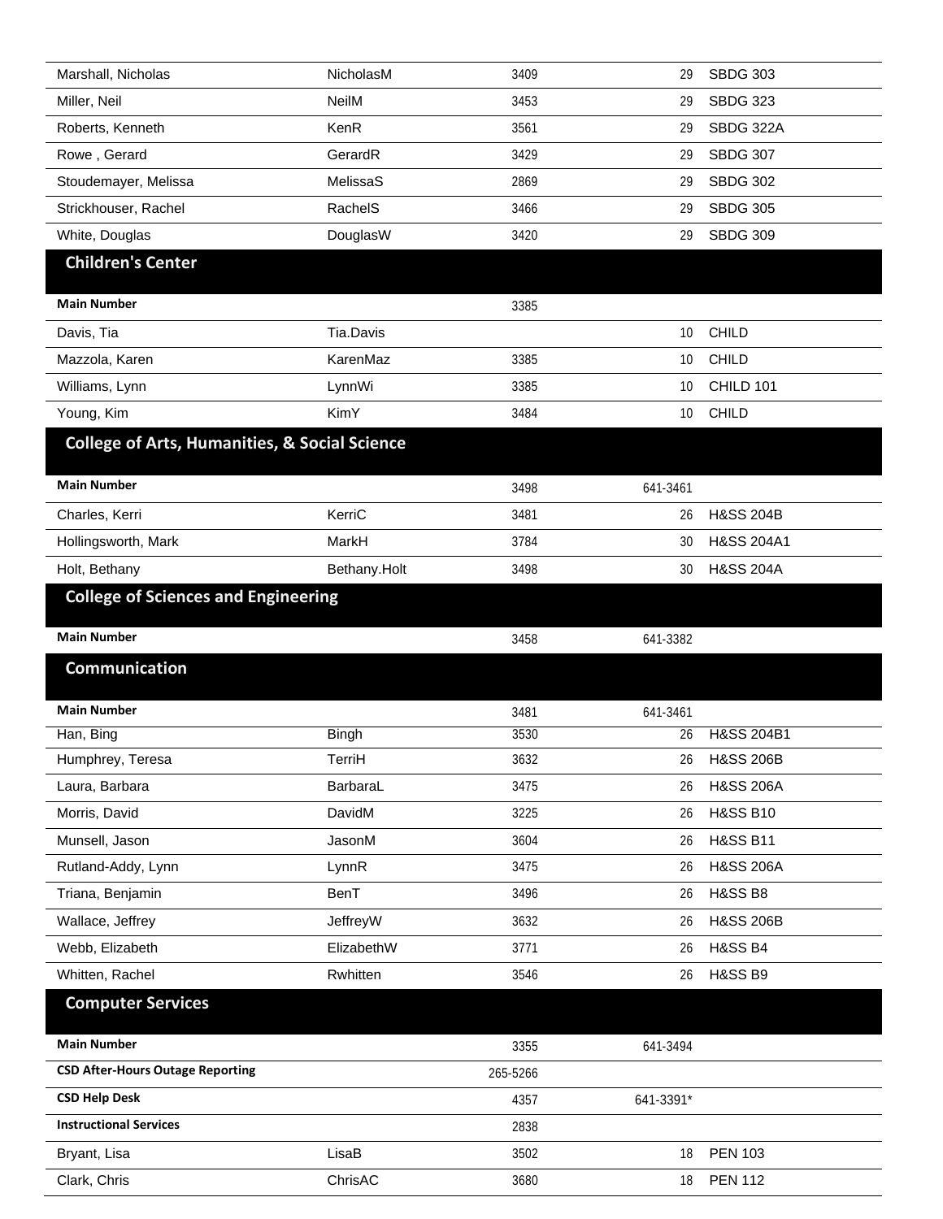| | | | | |
|---|---|---|---|---|
| Marshall, Nicholas | NicholasM | 3409 | 29 | SBDG 303 |
| Miller, Neil | NeilM | 3453 | 29 | SBDG 323 |
| Roberts, Kenneth | KenR | 3561 | 29 | SBDG 322A |
| Rowe , Gerard | GerardR | 3429 | 29 | SBDG 307 |
| Stoudemayer, Melissa | MelissaS | 2869 | 29 | SBDG 302 |
| Strickhouser, Rachel | RachelS | 3466 | 29 | SBDG 305 |
| White, Douglas | DouglasW | 3420 | 29 | SBDG 309 |

## Children's Center

| | | | | |
|---|---|---|---|---|
| **Main Number** | | 3385 | | |
| Davis, Tia | Tia.Davis | | 10 | CHILD |
| Mazzola, Karen | KarenMaz | 3385 | 10 | CHILD |
| Williams, Lynn | LynnWi | 3385 | 10 | CHILD 101 |
| Young, Kim | KimY | 3484 | 10 | CHILD |

## College of Arts, Humanities, & Social Science

| | | | | |
|---|---|---|---|---|
| **Main Number** | | 3498 | 641-3461 | |
| Charles, Kerri | KerriC | 3481 | 26 | H&SS 204B |
| Hollingsworth, Mark | MarkH | 3784 | 30 | H&SS 204A1 |
| Holt, Bethany | Bethany.Holt | 3498 | 30 | H&SS 204A |

## College of Sciences and Engineering

| | | | | |
|---|---|---|---|---|
| **Main Number** | | 3458 | 641-3382 | |

## Communication

| | | | | |
|---|---|---|---|---|
| **Main Number** | | 3481 | 641-3461 | |
| Han, Bing | Bingh | 3530 | 26 | H&SS 204B1 |
| Humphrey, Teresa | TerriH | 3632 | 26 | H&SS 206B |
| Laura, Barbara | BarbaraL | 3475 | 26 | H&SS 206A |
| Morris, David | DavidM | 3225 | 26 | H&SS B10 |
| Munsell, Jason | JasonM | 3604 | 26 | H&SS B11 |
| Rutland-Addy, Lynn | LynnR | 3475 | 26 | H&SS 206A |
| Triana, Benjamin | BenT | 3496 | 26 | H&SS B8 |
| Wallace, Jeffrey | JeffreyW | 3632 | 26 | H&SS 206B |
| Webb, Elizabeth | ElizabethW | 3771 | 26 | H&SS B4 |
| Whitten, Rachel | Rwhitten | 3546 | 26 | H&SS B9 |

## Computer Services

| | | | | |
|---|---|---|---|---|
| **Main Number** | | 3355 | 641-3494 | |
| **CSD After-Hours Outage Reporting** | | 265-5266 | | |
| **CSD Help Desk** | | 4357 | 641-3391* | |
| **Instructional Services** | | 2838 | | |
| Bryant, Lisa | LisaB | 3502 | 18 | PEN 103 |
| Clark, Chris | ChrisAC | 3680 | 18 | PEN 112 |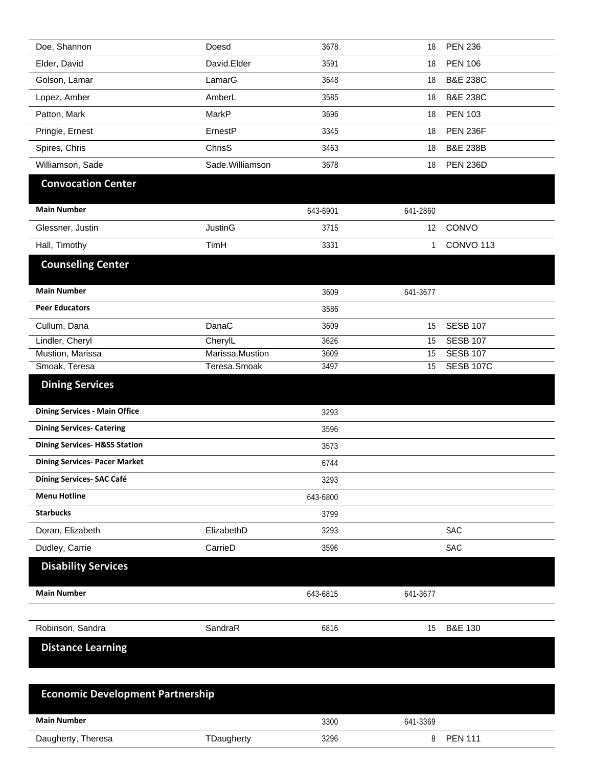| | | | | |
|---|---|---|---|---|
| Doe, Shannon | Doesd | 3678 | 18 | PEN 236 |
| Elder, David | David.Elder | 3591 | 18 | PEN 106 |
| Golson, Lamar | LamarG | 3648 | 18 | B&E 238C |
| Lopez, Amber | AmberL | 3585 | 18 | B&E 238C |
| Patton, Mark | MarkP | 3696 | 18 | PEN 103 |
| Pringle, Ernest | ErnestP | 3345 | 18 | PEN 236F |
| Spires, Chris | ChrisS | 3463 | 18 | B&E 238B |
| Williamson, Sade | Sade.Williamson | 3678 | 18 | PEN 236D |

## Convocation Center

| | | | | |
|---|---|---|---|---|
| **Main Number** | | 643-6901 | 641-2860 | |
| Glessner, Justin | JustinG | 3715 | 12 | CONVO |
| Hall, Timothy | TimH | 3331 | 1 | CONVO 113 |

## Counseling Center

| | | | | |
|---|---|---|---|---|
| **Main Number** | | 3609 | 641-3677 | |
| **Peer Educators** | | 3586 | | |
| Cullum, Dana | DanaC | 3609 | 15 | SESB 107 |
| Lindler, Cheryl | CherylL | 3626 | 15 | SESB 107 |
| Mustion, Marissa | Marissa.Mustion | 3609 | 15 | SESB 107 |
| Smoak, Teresa | Teresa.Smoak | 3497 | 15 | SESB 107C |

## Dining Services

| | | | | |
|---|---|---|---|---|
| **Dining Services - Main Office** | | 3293 | | |
| **Dining Services- Catering** | | 3596 | | |
| **Dining Services- H&SS Station** | | 3573 | | |
| **Dining Services- Pacer Market** | | 6744 | | |
| **Dining Services- SAC Café** | | 3293 | | |
| **Menu Hotline** | | 643-6800 | | |
| **Starbucks** | | 3799 | | |
| Doran, Elizabeth | ElizabethD | 3293 | | SAC |
| Dudley, Carrie | CarrieD | 3596 | | SAC |

## Disability Services

| | | | | |
|---|---|---|---|---|
| **Main Number** | | 643-6815 | 641-3677 | |
| Robinson, Sandra | SandraR | 6816 | 15 | B&E 130 |

## Distance Learning

## Economic Development Partnership

| | | | | |
|---|---|---|---|---|
| **Main Number** | | 3300 | 641-3369 | |
| Daugherty, Theresa | TDaugherty | 3296 | 8 | PEN 111 |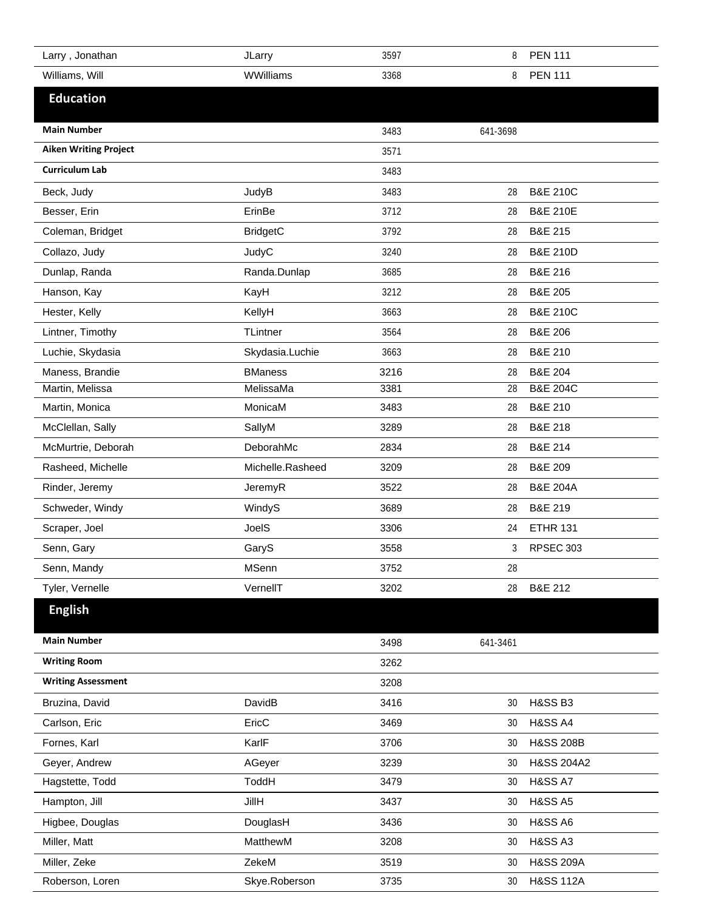| | | | | |
|---|---|---|---|---|
| Larry , Jonathan | JLarry | 3597 | 8 | PEN 111 |
| Williams, Will | WWilliams | 3368 | 8 | PEN 111 |

## Education

| | | | | |
|---|---|---|---|---|
| **Main Number** | | 3483 | 641-3698 | |
| **Aiken Writing Project** | | 3571 | | |
| **Curriculum Lab** | | 3483 | | |
| Beck, Judy | JudyB | 3483 | 28 | B&E 210C |
| Besser, Erin | ErinBe | 3712 | 28 | B&E 210E |
| Coleman, Bridget | BridgetC | 3792 | 28 | B&E 215 |
| Collazo, Judy | JudyC | 3240 | 28 | B&E 210D |
| Dunlap, Randa | Randa.Dunlap | 3685 | 28 | B&E 216 |
| Hanson, Kay | KayH | 3212 | 28 | B&E 205 |
| Hester, Kelly | KellyH | 3663 | 28 | B&E 210C |
| Lintner, Timothy | TLintner | 3564 | 28 | B&E 206 |
| Luchie, Skydasia | Skydasia.Luchie | 3663 | 28 | B&E 210 |
| Maness, Brandie | BManess | 3216 | 28 | B&E 204 |
| Martin, Melissa | MelissaMa | 3381 | 28 | B&E 204C |
| Martin, Monica | MonicaM | 3483 | 28 | B&E 210 |
| McClellan, Sally | SallyM | 3289 | 28 | B&E 218 |
| McMurtrie, Deborah | DeborahMc | 2834 | 28 | B&E 214 |
| Rasheed, Michelle | Michelle.Rasheed | 3209 | 28 | B&E 209 |
| Rinder, Jeremy | JeremyR | 3522 | 28 | B&E 204A |
| Schweder, Windy | WindyS | 3689 | 28 | B&E 219 |
| Scraper, Joel | JoelS | 3306 | 24 | ETHR 131 |
| Senn, Gary | GaryS | 3558 | 3 | RPSEC 303 |
| Senn, Mandy | MSenn | 3752 | 28 | |
| Tyler, Vernelle | VernellT | 3202 | 28 | B&E 212 |

## English

| | | | | |
|---|---|---|---|---|
| **Main Number** | | 3498 | 641-3461 | |
| **Writing Room** | | 3262 | | |
| **Writing Assessment** | | 3208 | | |
| Bruzina, David | DavidB | 3416 | 30 | H&SS B3 |
| Carlson, Eric | EricC | 3469 | 30 | H&SS A4 |
| Fornes, Karl | KarlF | 3706 | 30 | H&SS 208B |
| Geyer, Andrew | AGeyer | 3239 | 30 | H&SS 204A2 |
| Hagstette, Todd | ToddH | 3479 | 30 | H&SS A7 |
| Hampton, Jill | JillH | 3437 | 30 | H&SS A5 |
| Higbee, Douglas | DouglasH | 3436 | 30 | H&SS A6 |
| Miller, Matt | MatthewM | 3208 | 30 | H&SS A3 |
| Miller, Zeke | ZekeM | 3519 | 30 | H&SS 209A |
| Roberson, Loren | Skye.Roberson | 3735 | 30 | H&SS 112A |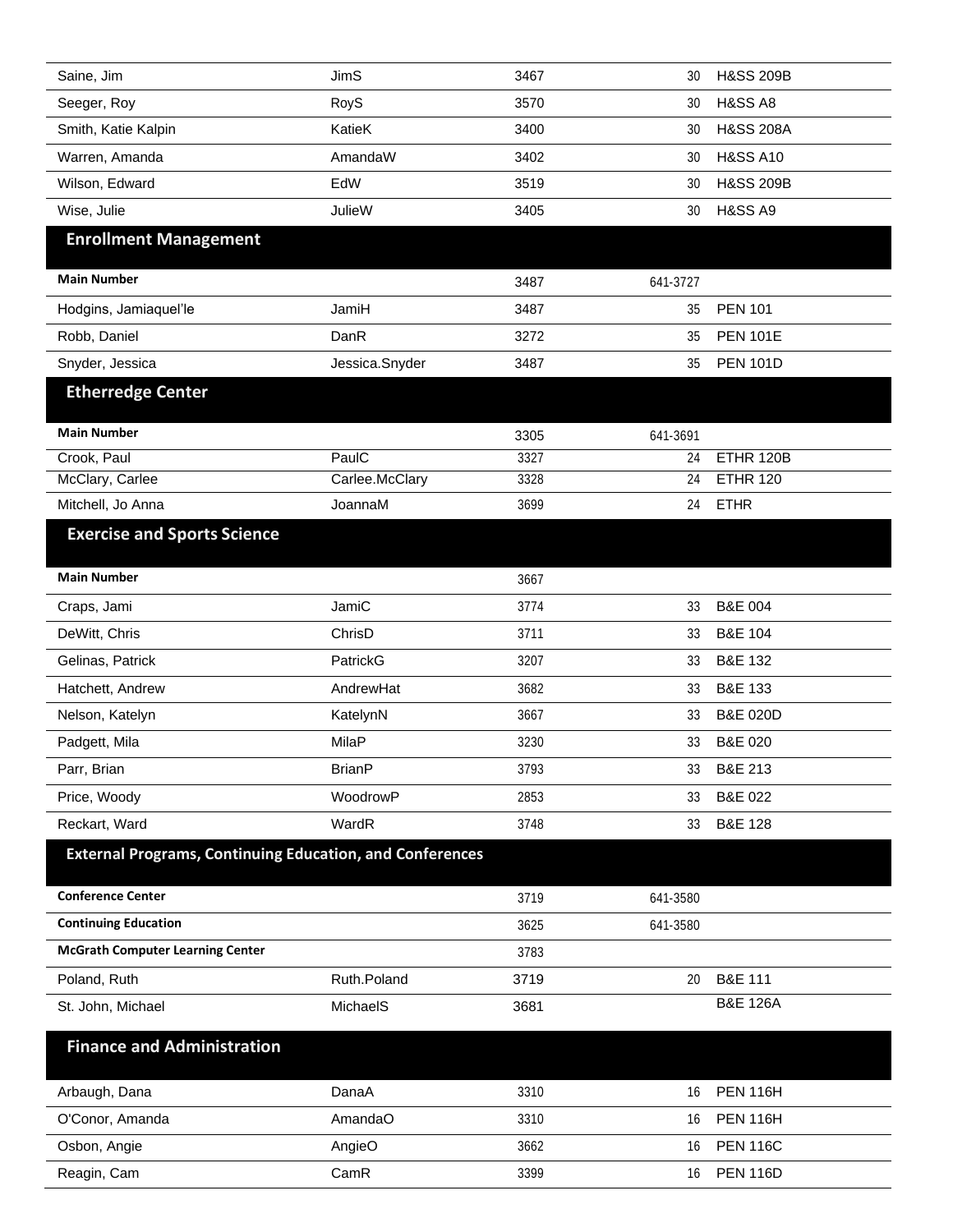| | | | | |
|---|---|---|---|---|
| Saine, Jim | JimS | 3467 | 30 | H&SS 209B |
| Seeger, Roy | RoyS | 3570 | 30 | H&SS A8 |
| Smith, Katie Kalpin | KatieK | 3400 | 30 | H&SS 208A |
| Warren, Amanda | AmandaW | 3402 | 30 | H&SS A10 |
| Wilson, Edward | EdW | 3519 | 30 | H&SS 209B |
| Wise, Julie | JulieW | 3405 | 30 | H&SS A9 |

## Enrollment Management

| | | | | |
|---|---|---|---|---|
| **Main Number** | | 3487 | 641-3727 | |
| Hodgins, Jamiaquel'le | JamiH | 3487 | 35 | PEN 101 |
| Robb, Daniel | DanR | 3272 | 35 | PEN 101E |
| Snyder, Jessica | Jessica.Snyder | 3487 | 35 | PEN 101D |

## Etherredge Center

| | | | | |
|---|---|---|---|---|
| **Main Number** | | 3305 | 641-3691 | |
| Crook, Paul | PaulC | 3327 | 24 | ETHR 120B |
| McClary, Carlee | Carlee.McClary | 3328 | 24 | ETHR 120 |
| Mitchell, Jo Anna | JoannaM | 3699 | 24 | ETHR |

## Exercise and Sports Science

| | | | | |
|---|---|---|---|---|
| **Main Number** | | 3667 | | |
| Craps, Jami | JamiC | 3774 | 33 | B&E 004 |
| DeWitt, Chris | ChrisD | 3711 | 33 | B&E 104 |
| Gelinas, Patrick | PatrickG | 3207 | 33 | B&E 132 |
| Hatchett, Andrew | AndrewHat | 3682 | 33 | B&E 133 |
| Nelson, Katelyn | KatelynN | 3667 | 33 | B&E 020D |
| Padgett, Mila | MilaP | 3230 | 33 | B&E 020 |
| Parr, Brian | BrianP | 3793 | 33 | B&E 213 |
| Price, Woody | WoodrowP | 2853 | 33 | B&E 022 |
| Reckart, Ward | WardR | 3748 | 33 | B&E 128 |

## External Programs, Continuing Education, and Conferences

| | | | | |
|---|---|---|---|---|
| **Conference Center** | | 3719 | 641-3580 | |
| **Continuing Education** | | 3625 | 641-3580 | |
| **McGrath Computer Learning Center** | | 3783 | | |
| Poland, Ruth | Ruth.Poland | 3719 | 20 | B&E 111 |
| St. John, Michael | MichaelS | 3681 | | B&E 126A |

## Finance and Administration

| | | | | |
|---|---|---|---|---|
| Arbaugh, Dana | DanaA | 3310 | 16 | PEN 116H |
| O'Conor, Amanda | AmandaO | 3310 | 16 | PEN 116H |
| Osbon, Angie | AngieO | 3662 | 16 | PEN 116C |
| Reagin, Cam | CamR | 3399 | 16 | PEN 116D |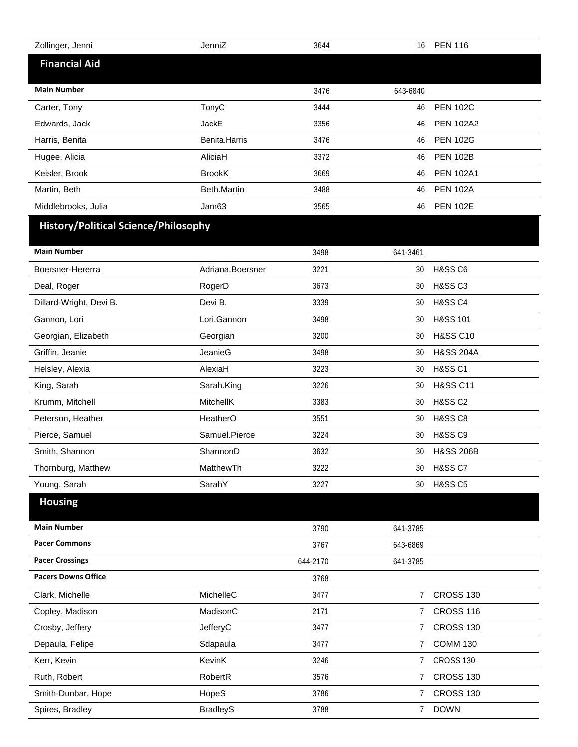| | | | | |
|---|---|---|---|---|
| Zollinger, Jenni | JenniZ | 3644 | 16 | PEN 116 |

## Financial Aid

| | | | | |
|---|---|---|---|---|
| **Main Number** | | 3476 | 643-6840 | |
| Carter, Tony | TonyC | 3444 | 46 | PEN 102C |
| Edwards, Jack | JackE | 3356 | 46 | PEN 102A2 |
| Harris, Benita | Benita.Harris | 3476 | 46 | PEN 102G |
| Hugee, Alicia | AliciaH | 3372 | 46 | PEN 102B |
| Keisler, Brook | BrookK | 3669 | 46 | PEN 102A1 |
| Martin, Beth | Beth.Martin | 3488 | 46 | PEN 102A |
| Middlebrooks, Julia | Jam63 | 3565 | 46 | PEN 102E |

## History/Political Science/Philosophy

| | | | | |
|---|---|---|---|---|
| **Main Number** | | 3498 | 641-3461 | |
| Boersner-Hererra | Adriana.Boersner | 3221 | 30 | H&SS C6 |
| Deal, Roger | RogerD | 3673 | 30 | H&SS C3 |
| Dillard-Wright, Devi B. | Devi B. | 3339 | 30 | H&SS C4 |
| Gannon, Lori | Lori.Gannon | 3498 | 30 | H&SS 101 |
| Georgian, Elizabeth | Georgian | 3200 | 30 | H&SS C10 |
| Griffin, Jeanie | JeanieG | 3498 | 30 | H&SS 204A |
| Helsley, Alexia | AlexiaH | 3223 | 30 | H&SS C1 |
| King, Sarah | Sarah.King | 3226 | 30 | H&SS C11 |
| Krumm, Mitchell | MitchellK | 3383 | 30 | H&SS C2 |
| Peterson, Heather | HeatherO | 3551 | 30 | H&SS C8 |
| Pierce, Samuel | Samuel.Pierce | 3224 | 30 | H&SS C9 |
| Smith, Shannon | ShannonD | 3632 | 30 | H&SS 206B |
| Thornburg, Matthew | MatthewTh | 3222 | 30 | H&SS C7 |
| Young, Sarah | SarahY | 3227 | 30 | H&SS C5 |

## Housing

| | | | | |
|---|---|---|---|---|
| **Main Number** | | 3790 | 641-3785 | |
| **Pacer Commons** | | 3767 | 643-6869 | |
| **Pacer Crossings** | | 644-2170 | 641-3785 | |
| **Pacers Downs Office** | | 3768 | | |
| Clark, Michelle | MichelleC | 3477 | 7 | CROSS 130 |
| Copley, Madison | MadisonC | 2171 | 7 | CROSS 116 |
| Crosby, Jeffery | JefferyC | 3477 | 7 | CROSS 130 |
| Depaula, Felipe | Sdapaula | 3477 | 7 | COMM 130 |
| Kerr, Kevin | KevinK | 3246 | 7 | CROSS 130 |
| Ruth, Robert | RobertR | 3576 | 7 | CROSS 130 |
| Smith-Dunbar, Hope | HopeS | 3786 | 7 | CROSS 130 |
| Spires, Bradley | BradleyS | 3788 | 7 | DOWN |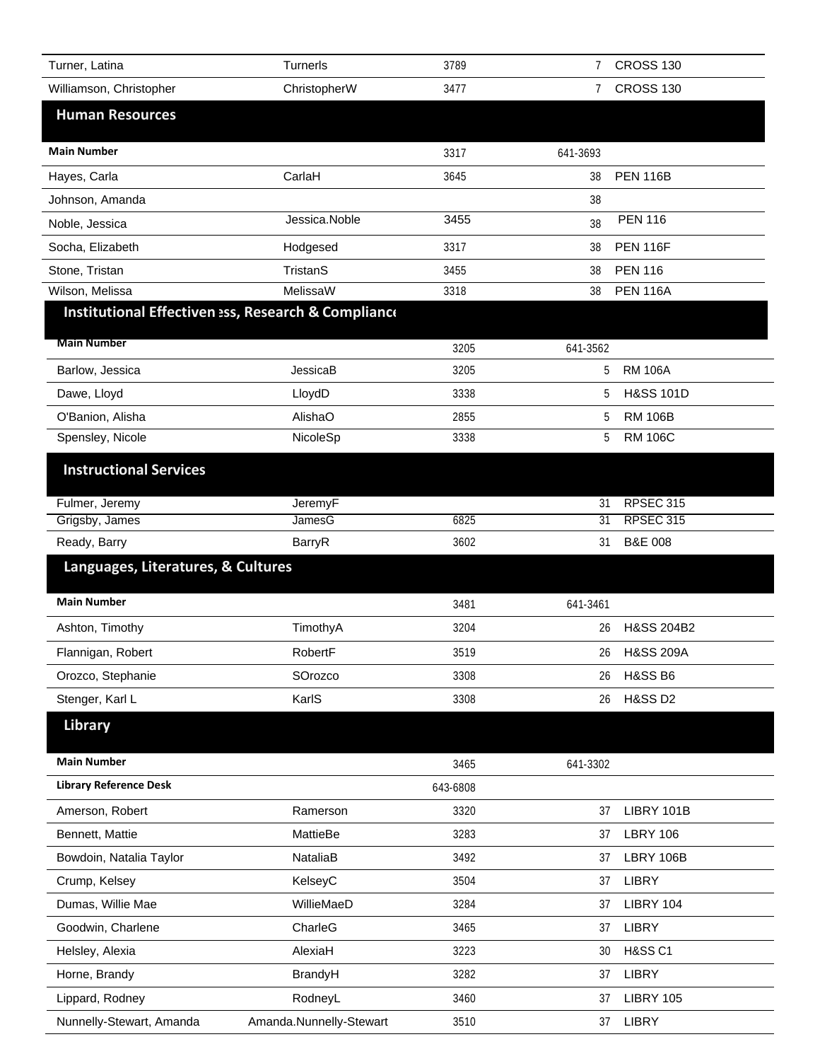| | | | | |
|---|---|---|---|---|
| Turner, Latina | Turnerls | 3789 | 7 | CROSS 130 |
| Williamson, Christopher | ChristopherW | 3477 | 7 | CROSS 130 |

## Human Resources

| | | | | |
|---|---|---|---|---|
| **Main Number** | | 3317 | 641-3693 | |
| Hayes, Carla | CarlaH | 3645 | 38 | PEN 116B |
| Johnson, Amanda | | | 38 | |
| Noble, Jessica | Jessica.Noble | 3455 | 38 | PEN 116 |
| Socha, Elizabeth | Hodgesed | 3317 | 38 | PEN 116F |
| Stone, Tristan | TristanS | 3455 | 38 | PEN 116 |
| Wilson, Melissa | MelissaW | 3318 | 38 | PEN 116A |

## Institutional Effectiveness, Research & Compliance

| | | | | |
|---|---|---|---|---|
| **Main Number** | | 3205 | 641-3562 | |
| Barlow, Jessica | JessicaB | 3205 | 5 | RM 106A |
| Dawe, Lloyd | LloydD | 3338 | 5 | H&SS 101D |
| O'Banion, Alisha | AlishaO | 2855 | 5 | RM 106B |
| Spensley, Nicole | NicoleSp | 3338 | 5 | RM 106C |

## Instructional Services

| | | | | |
|---|---|---|---|---|
| Fulmer, Jeremy | JeremyF | | 31 | RPSEC 315 |
| Grigsby, James | JamesG | 6825 | 31 | RPSEC 315 |
| Ready, Barry | BarryR | 3602 | 31 | B&E 008 |

## Languages, Literatures, & Cultures

| | | | | |
|---|---|---|---|---|
| **Main Number** | | 3481 | 641-3461 | |
| Ashton, Timothy | TimothyA | 3204 | 26 | H&SS 204B2 |
| Flannigan, Robert | RobertF | 3519 | 26 | H&SS 209A |
| Orozco, Stephanie | SOrozco | 3308 | 26 | H&SS B6 |
| Stenger, Karl L | KarlS | 3308 | 26 | H&SS D2 |

## Library

| | | | | |
|---|---|---|---|---|
| **Main Number** | | 3465 | 641-3302 | |
| **Library Reference Desk** | | 643-6808 | | |
| Amerson, Robert | Ramerson | 3320 | 37 | LIBRY 101B |
| Bennett, Mattie | MattieBe | 3283 | 37 | LBRY 106 |
| Bowdoin, Natalia Taylor | NataliaB | 3492 | 37 | LBRY 106B |
| Crump, Kelsey | KelseyC | 3504 | 37 | LIBRY |
| Dumas, Willie Mae | WillieMaeD | 3284 | 37 | LIBRY 104 |
| Goodwin, Charlene | CharleG | 3465 | 37 | LIBRY |
| Helsley, Alexia | AlexiaH | 3223 | 30 | H&SS C1 |
| Horne, Brandy | BrandyH | 3282 | 37 | LIBRY |
| Lippard, Rodney | RodneyL | 3460 | 37 | LIBRY 105 |
| Nunnelly-Stewart, Amanda | Amanda.Nunnelly-Stewart | 3510 | 37 | LIBRY |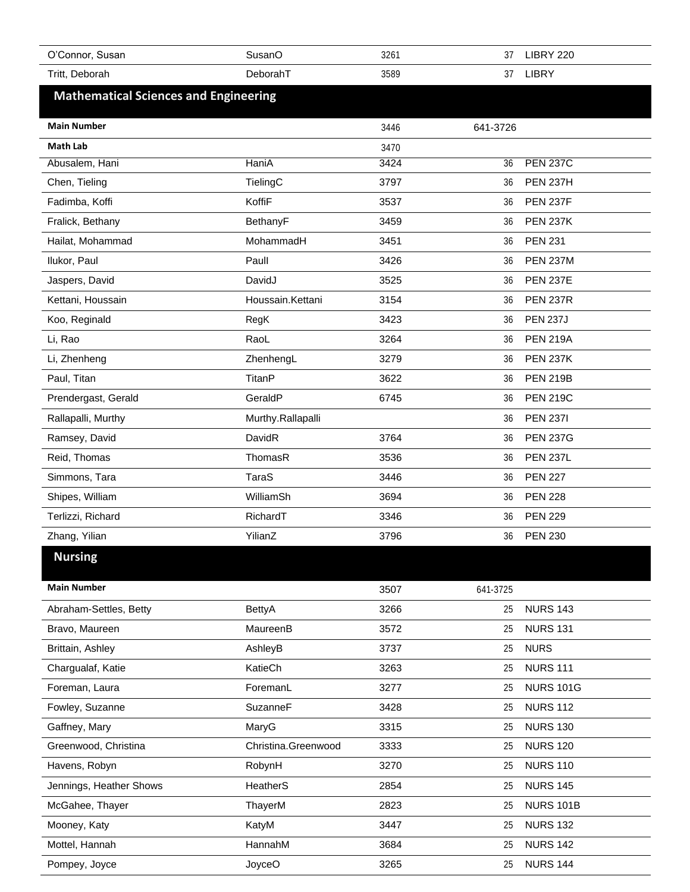| | | | | |
|---|---|---|---|---|
| O'Connor, Susan | SusanO | 3261 | 37 | LIBRY 220 |
| Tritt, Deborah | DeborahT | 3589 | 37 | LIBRY |

## Mathematical Sciences and Engineering

| | | | | |
|---|---|---|---|---|
| **Main Number** | | 3446 | 641-3726 | |
| **Math Lab** | | 3470 | | |
| Abusalem, Hani | HaniA | 3424 | 36 | PEN 237C |
| Chen, Tieling | TielingC | 3797 | 36 | PEN 237H |
| Fadimba, Koffi | KoffiF | 3537 | 36 | PEN 237F |
| Fralick, Bethany | BethanyF | 3459 | 36 | PEN 237K |
| Hailat, Mohammad | MohammadH | 3451 | 36 | PEN 231 |
| Ilukor, Paul | PaulI | 3426 | 36 | PEN 237M |
| Jaspers, David | DavidJ | 3525 | 36 | PEN 237E |
| Kettani, Houssain | Houssain.Kettani | 3154 | 36 | PEN 237R |
| Koo, Reginald | RegK | 3423 | 36 | PEN 237J |
| Li, Rao | RaoL | 3264 | 36 | PEN 219A |
| Li, Zhenheng | ZhenhengL | 3279 | 36 | PEN 237K |
| Paul, Titan | TitanP | 3622 | 36 | PEN 219B |
| Prendergast, Gerald | GeraldP | 6745 | 36 | PEN 219C |
| Rallapalli, Murthy | Murthy.Rallapalli | | 36 | PEN 237I |
| Ramsey, David | DavidR | 3764 | 36 | PEN 237G |
| Reid, Thomas | ThomasR | 3536 | 36 | PEN 237L |
| Simmons, Tara | TaraS | 3446 | 36 | PEN 227 |
| Shipes, William | WilliamSh | 3694 | 36 | PEN 228 |
| Terlizzi, Richard | RichardT | 3346 | 36 | PEN 229 |
| Zhang, Yilian | YilianZ | 3796 | 36 | PEN 230 |

## Nursing

| | | | | |
|---|---|---|---|---|
| **Main Number** | | 3507 | 641-3725 | |
| Abraham-Settles, Betty | BettyA | 3266 | 25 | NURS 143 |
| Bravo, Maureen | MaureenB | 3572 | 25 | NURS 131 |
| Brittain, Ashley | AshleyB | 3737 | 25 | NURS |
| Chargualaf, Katie | KatieCh | 3263 | 25 | NURS 111 |
| Foreman, Laura | ForemanL | 3277 | 25 | NURS 101G |
| Fowley, Suzanne | SuzanneF | 3428 | 25 | NURS 112 |
| Gaffney, Mary | MaryG | 3315 | 25 | NURS 130 |
| Greenwood, Christina | Christina.Greenwood | 3333 | 25 | NURS 120 |
| Havens, Robyn | RobynH | 3270 | 25 | NURS 110 |
| Jennings, Heather Shows | HeatherS | 2854 | 25 | NURS 145 |
| McGahee, Thayer | ThayerM | 2823 | 25 | NURS 101B |
| Mooney, Katy | KatyM | 3447 | 25 | NURS 132 |
| Mottel, Hannah | HannahM | 3684 | 25 | NURS 142 |
| Pompey, Joyce | JoyceO | 3265 | 25 | NURS 144 |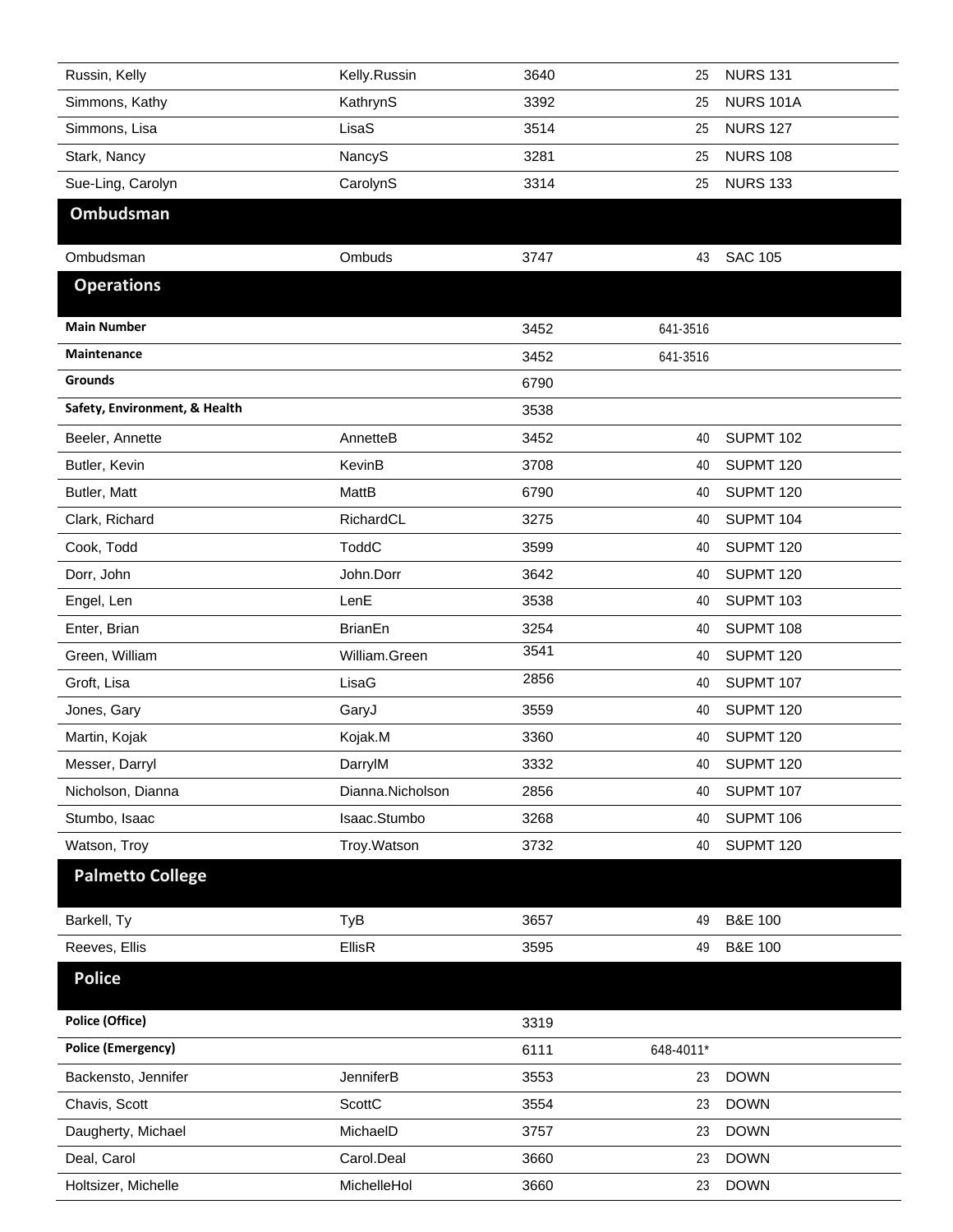| | | | | |
|---|---|---|---|---|
| Russin, Kelly | Kelly.Russin | 3640 | 25 | NURS 131 |
| Simmons, Kathy | KathrynS | 3392 | 25 | NURS 101A |
| Simmons, Lisa | LisaS | 3514 | 25 | NURS 127 |
| Stark, Nancy | NancyS | 3281 | 25 | NURS 108 |
| Sue-Ling, Carolyn | CarolynS | 3314 | 25 | NURS 133 |

## Ombudsman

| | | | | |
|---|---|---|---|---|
| Ombudsman | Ombuds | 3747 | 43 | SAC 105 |

## Operations

| | | | | |
|---|---|---|---|---|
| **Main Number** | | 3452 | 641-3516 | |
| **Maintenance** | | 3452 | 641-3516 | |
| **Grounds** | | 6790 | | |
| **Safety, Environment, & Health** | | 3538 | | |
| Beeler, Annette | AnnetteB | 3452 | 40 | SUPMT 102 |
| Butler, Kevin | KevinB | 3708 | 40 | SUPMT 120 |
| Butler, Matt | MattB | 6790 | 40 | SUPMT 120 |
| Clark, Richard | RichardCL | 3275 | 40 | SUPMT 104 |
| Cook, Todd | ToddC | 3599 | 40 | SUPMT 120 |
| Dorr, John | John.Dorr | 3642 | 40 | SUPMT 120 |
| Engel, Len | LenE | 3538 | 40 | SUPMT 103 |
| Enter, Brian | BrianEn | 3254 | 40 | SUPMT 108 |
| Green, William | William.Green | 3541 | 40 | SUPMT 120 |
| Groft, Lisa | LisaG | 2856 | 40 | SUPMT 107 |
| Jones, Gary | GaryJ | 3559 | 40 | SUPMT 120 |
| Martin, Kojak | Kojak.M | 3360 | 40 | SUPMT 120 |
| Messer, Darryl | DarrylM | 3332 | 40 | SUPMT 120 |
| Nicholson, Dianna | Dianna.Nicholson | 2856 | 40 | SUPMT 107 |
| Stumbo, Isaac | Isaac.Stumbo | 3268 | 40 | SUPMT 106 |
| Watson, Troy | Troy.Watson | 3732 | 40 | SUPMT 120 |

## Palmetto College

| | | | | |
|---|---|---|---|---|
| Barkell, Ty | TyB | 3657 | 49 | B&E 100 |
| Reeves, Ellis | EllisR | 3595 | 49 | B&E 100 |

## Police

| | | | | |
|---|---|---|---|---|
| **Police (Office)** | | 3319 | | |
| **Police (Emergency)** | | 6111 | 648-4011* | |
| Backensto, Jennifer | JenniferB | 3553 | 23 | DOWN |
| Chavis, Scott | ScottC | 3554 | 23 | DOWN |
| Daugherty, Michael | MichaelD | 3757 | 23 | DOWN |
| Deal, Carol | Carol.Deal | 3660 | 23 | DOWN |
| Holtsizer, Michelle | MichelleHol | 3660 | 23 | DOWN |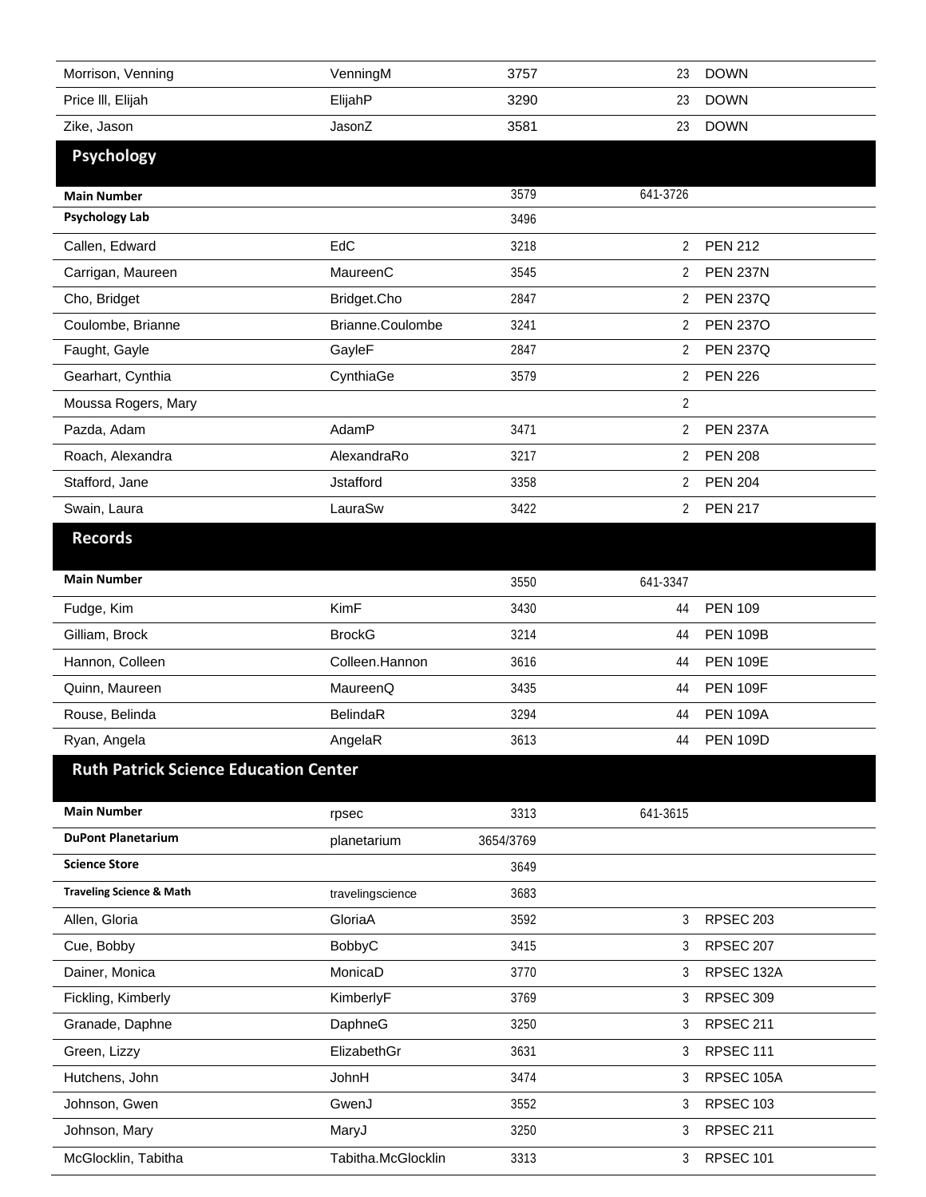| | | | | |
|---|---|---|---|---|
| Morrison, Venning | VenningM | 3757 | 23 | DOWN |
| Price lll, Elijah | ElijahP | 3290 | 23 | DOWN |
| Zike, Jason | JasonZ | 3581 | 23 | DOWN |

## Psychology

| | | | | |
|---|---|---|---|---|
| **Main Number** | | 3579 | 641-3726 | |
| **Psychology Lab** | | 3496 | | |
| Callen, Edward | EdC | 3218 | 2 | PEN 212 |
| Carrigan, Maureen | MaureenC | 3545 | 2 | PEN 237N |
| Cho, Bridget | Bridget.Cho | 2847 | 2 | PEN 237Q |
| Coulombe, Brianne | Brianne.Coulombe | 3241 | 2 | PEN 237O |
| Faught, Gayle | GayleF | 2847 | 2 | PEN 237Q |
| Gearhart, Cynthia | CynthiaGe | 3579 | 2 | PEN 226 |
| Moussa Rogers, Mary | | | 2 | |
| Pazda, Adam | AdamP | 3471 | 2 | PEN 237A |
| Roach, Alexandra | AlexandraRo | 3217 | 2 | PEN 208 |
| Stafford, Jane | Jstafford | 3358 | 2 | PEN 204 |
| Swain, Laura | LauraSw | 3422 | 2 | PEN 217 |

## Records

| | | | | |
|---|---|---|---|---|
| **Main Number** | | 3550 | 641-3347 | |
| Fudge, Kim | KimF | 3430 | 44 | PEN 109 |
| Gilliam, Brock | BrockG | 3214 | 44 | PEN 109B |
| Hannon, Colleen | Colleen.Hannon | 3616 | 44 | PEN 109E |
| Quinn, Maureen | MaureenQ | 3435 | 44 | PEN 109F |
| Rouse, Belinda | BelindaR | 3294 | 44 | PEN 109A |
| Ryan, Angela | AngelaR | 3613 | 44 | PEN 109D |

## Ruth Patrick Science Education Center

| | | | | |
|---|---|---|---|---|
| **Main Number** | rpsec | 3313 | 641-3615 | |
| **DuPont Planetarium** | planetarium | 3654/3769 | | |
| **Science Store** | | 3649 | | |
| **Traveling Science & Math** | travelingscience | 3683 | | |
| Allen, Gloria | GloriaA | 3592 | 3 | RPSEC 203 |
| Cue, Bobby | BobbyC | 3415 | 3 | RPSEC 207 |
| Dainer, Monica | MonicaD | 3770 | 3 | RPSEC 132A |
| Fickling, Kimberly | KimberlyF | 3769 | 3 | RPSEC 309 |
| Granade, Daphne | DaphneG | 3250 | 3 | RPSEC 211 |
| Green, Lizzy | ElizabethGr | 3631 | 3 | RPSEC 111 |
| Hutchens, John | JohnH | 3474 | 3 | RPSEC 105A |
| Johnson, Gwen | GwenJ | 3552 | 3 | RPSEC 103 |
| Johnson, Mary | MaryJ | 3250 | 3 | RPSEC 211 |
| McGlocklin, Tabitha | Tabitha.McGlocklin | 3313 | 3 | RPSEC 101 |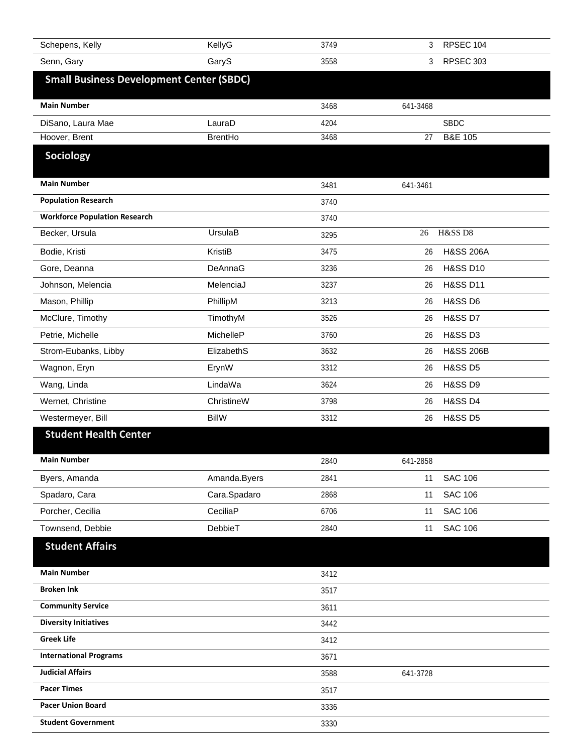| | | | | |
|---|---|---|---|---|
| Schepens, Kelly | KellyG | 3749 | 3 | RPSEC 104 |
| Senn, Gary | GaryS | 3558 | 3 | RPSEC 303 |

## Small Business Development Center (SBDC)

| | | | | |
|---|---|---|---|---|
| **Main Number** | | 3468 | 641-3468 | |
| DiSano, Laura Mae | LauraD | 4204 | | SBDC |
| Hoover, Brent | BrentHo | 3468 | 27 | B&E 105 |

## Sociology

| | | | | |
|---|---|---|---|---|
| **Main Number** | | 3481 | 641-3461 | |
| **Population Research** | | 3740 | | |
| **Workforce Population Research** | | 3740 | | |
| Becker, Ursula | UrsulaB | 3295 | 26 | H&SS D8 |
| Bodie, Kristi | KristiB | 3475 | 26 | H&SS 206A |
| Gore, Deanna | DeAnnaG | 3236 | 26 | H&SS D10 |
| Johnson, Melencia | MelenciaJ | 3237 | 26 | H&SS D11 |
| Mason, Phillip | PhillipM | 3213 | 26 | H&SS D6 |
| McClure, Timothy | TimothyM | 3526 | 26 | H&SS D7 |
| Petrie, Michelle | MichelleP | 3760 | 26 | H&SS D3 |
| Strom-Eubanks, Libby | ElizabethS | 3632 | 26 | H&SS 206B |
| Wagnon, Eryn | ErynW | 3312 | 26 | H&SS D5 |
| Wang, Linda | LindaWa | 3624 | 26 | H&SS D9 |
| Wernet, Christine | ChristineW | 3798 | 26 | H&SS D4 |
| Westermeyer, Bill | BillW | 3312 | 26 | H&SS D5 |

## Student Health Center

| | | | | |
|---|---|---|---|---|
| **Main Number** | | 2840 | 641-2858 | |
| Byers, Amanda | Amanda.Byers | 2841 | 11 | SAC 106 |
| Spadaro, Cara | Cara.Spadaro | 2868 | 11 | SAC 106 |
| Porcher, Cecilia | CeciliaP | 6706 | 11 | SAC 106 |
| Townsend, Debbie | DebbieT | 2840 | 11 | SAC 106 |

## Student Affairs

| | | | | |
|---|---|---|---|---|
| **Main Number** | | 3412 | | |
| **Broken Ink** | | 3517 | | |
| **Community Service** | | 3611 | | |
| **Diversity Initiatives** | | 3442 | | |
| **Greek Life** | | 3412 | | |
| **International Programs** | | 3671 | | |
| **Judicial Affairs** | | 3588 | 641-3728 | |
| **Pacer Times** | | 3517 | | |
| **Pacer Union Board** | | 3336 | | |
| **Student Government** | | 3330 | | |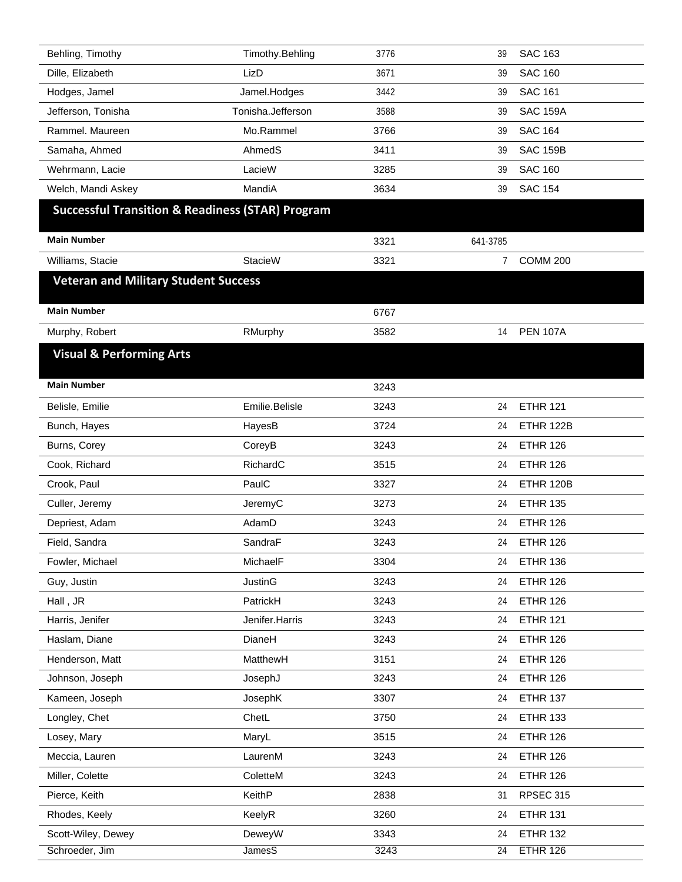| | | | | |
|---|---|---|---|---|
| Behling, Timothy | Timothy.Behling | 3776 | 39 | SAC 163 |
| Dille, Elizabeth | LizD | 3671 | 39 | SAC 160 |
| Hodges, Jamel | Jamel.Hodges | 3442 | 39 | SAC 161 |
| Jefferson, Tonisha | Tonisha.Jefferson | 3588 | 39 | SAC 159A |
| Rammel. Maureen | Mo.Rammel | 3766 | 39 | SAC 164 |
| Samaha, Ahmed | AhmedS | 3411 | 39 | SAC 159B |
| Wehrmann, Lacie | LacieW | 3285 | 39 | SAC 160 |
| Welch, Mandi Askey | MandiA | 3634 | 39 | SAC 154 |

## Successful Transition & Readiness (STAR) Program

| | | | | |
|---|---|---|---|---|
| **Main Number** | | 3321 | 641-3785 | |
| Williams, Stacie | StacieW | 3321 | 7 | COMM 200 |

## Veteran and Military Student Success

| | | | | |
|---|---|---|---|---|
| **Main Number** | | 6767 | | |
| Murphy, Robert | RMurphy | 3582 | 14 | PEN 107A |

## Visual & Performing Arts

| | | | | |
|---|---|---|---|---|
| **Main Number** | | 3243 | | |
| Belisle, Emilie | Emilie.Belisle | 3243 | 24 | ETHR 121 |
| Bunch, Hayes | HayesB | 3724 | 24 | ETHR 122B |
| Burns, Corey | CoreyB | 3243 | 24 | ETHR 126 |
| Cook, Richard | RichardC | 3515 | 24 | ETHR 126 |
| Crook, Paul | PaulC | 3327 | 24 | ETHR 120B |
| Culler, Jeremy | JeremyC | 3273 | 24 | ETHR 135 |
| Depriest, Adam | AdamD | 3243 | 24 | ETHR 126 |
| Field, Sandra | SandraF | 3243 | 24 | ETHR 126 |
| Fowler, Michael | MichaelF | 3304 | 24 | ETHR 136 |
| Guy, Justin | JustinG | 3243 | 24 | ETHR 126 |
| Hall , JR | PatrickH | 3243 | 24 | ETHR 126 |
| Harris, Jenifer | Jenifer.Harris | 3243 | 24 | ETHR 121 |
| Haslam, Diane | DianeH | 3243 | 24 | ETHR 126 |
| Henderson, Matt | MatthewH | 3151 | 24 | ETHR 126 |
| Johnson, Joseph | JosephJ | 3243 | 24 | ETHR 126 |
| Kameen, Joseph | JosephK | 3307 | 24 | ETHR 137 |
| Longley, Chet | ChetL | 3750 | 24 | ETHR 133 |
| Losey, Mary | MaryL | 3515 | 24 | ETHR 126 |
| Meccia, Lauren | LaurenM | 3243 | 24 | ETHR 126 |
| Miller, Colette | ColetteM | 3243 | 24 | ETHR 126 |
| Pierce, Keith | KeithP | 2838 | 31 | RPSEC 315 |
| Rhodes, Keely | KeelyR | 3260 | 24 | ETHR 131 |
| Scott-Wiley, Dewey | DeweyW | 3343 | 24 | ETHR 132 |
| Schroeder, Jim | JamesS | 3243 | 24 | ETHR 126 |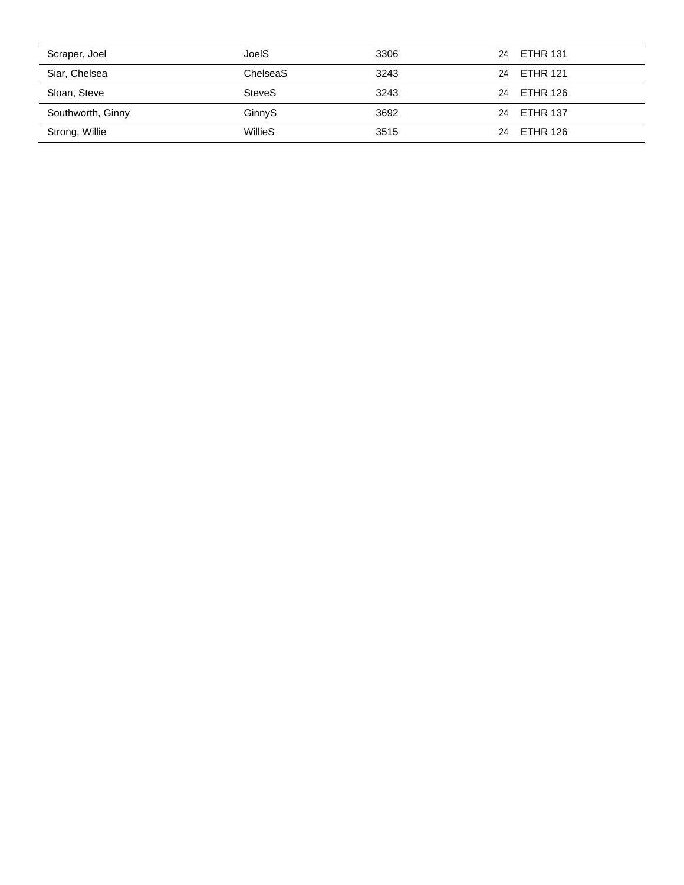| | | | | |
|---|---|---|---|---|
| Scraper, Joel | JoelS | 3306 | 24 | ETHR 131 |
| Siar, Chelsea | ChelseaS | 3243 | 24 | ETHR 121 |
| Sloan, Steve | SteveS | 3243 | 24 | ETHR 126 |
| Southworth, Ginny | GinnyS | 3692 | 24 | ETHR 137 |
| Strong, Willie | WillieS | 3515 | 24 | ETHR 126 |